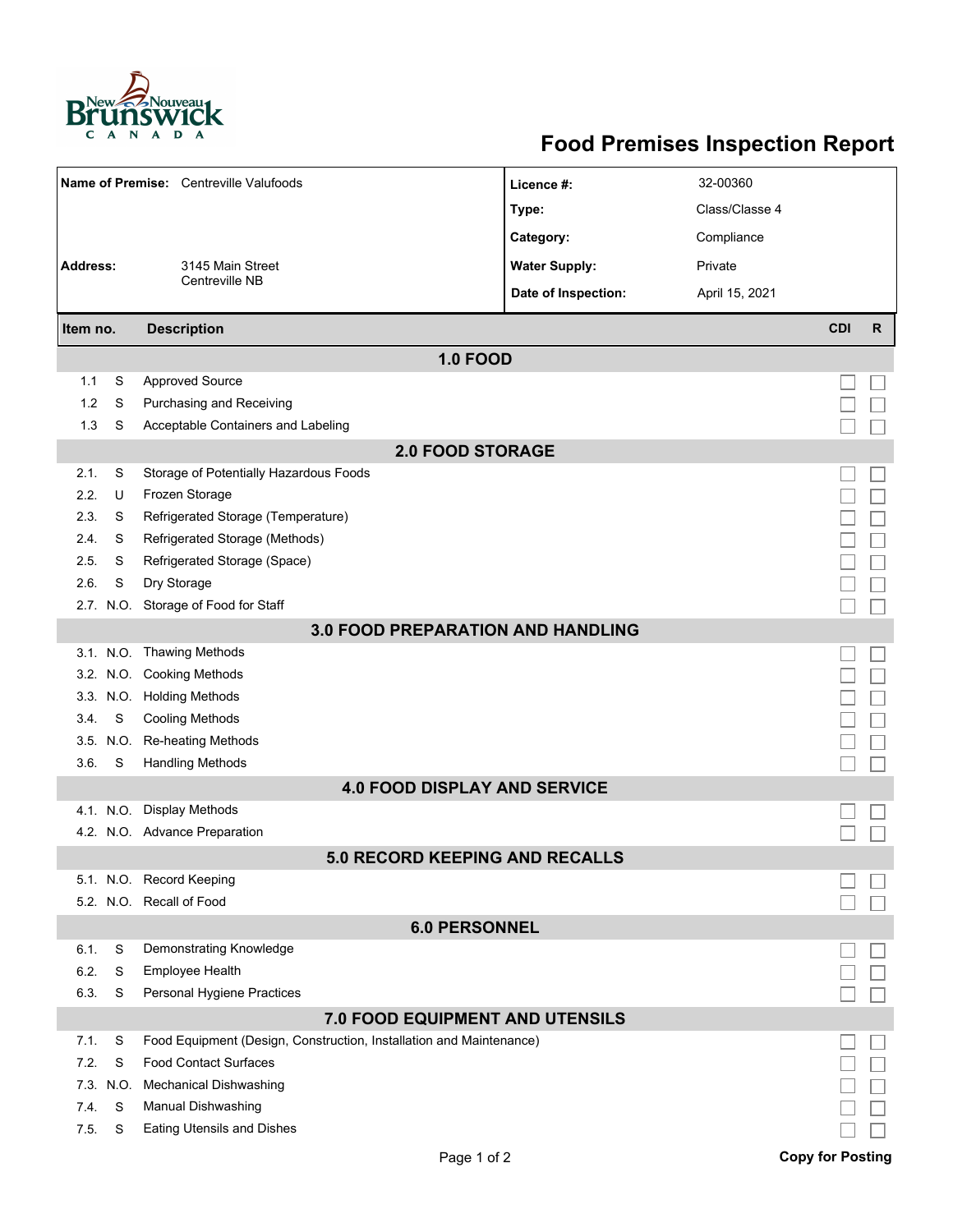New Brunswick / Nouveau-Brunswick CANADA

# Food Premises Inspection Report

| Name of Premise: | Centreville Valufoods | Licence #: | 32-00360 |
|---|---|---|---|
| | | Type: | Class/Classe 4 |
| | | Category: | Compliance |
| Address: | 3145 Main Street<br>Centreville NB | Water Supply: | Private |
| | | Date of Inspection: | April 15, 2021 |

| Item no. | | Description | CDI | R |
|---|---|---|---|---|
| **1.0 FOOD** | | | | |
| 1.1 | S | Approved Source | ☐ | ☐ |
| 1.2 | S | Purchasing and Receiving | ☐ | ☐ |
| 1.3 | S | Acceptable Containers and Labeling | ☐ | ☐ |
| **2.0 FOOD STORAGE** | | | | |
| 2.1. | S | Storage of Potentially Hazardous Foods | ☐ | ☐ |
| 2.2. | U | Frozen Storage | ☐ | ☐ |
| 2.3. | S | Refrigerated Storage (Temperature) | ☐ | ☐ |
| 2.4. | S | Refrigerated Storage (Methods) | ☐ | ☐ |
| 2.5. | S | Refrigerated Storage (Space) | ☐ | ☐ |
| 2.6. | S | Dry Storage | ☐ | ☐ |
| 2.7. | N.O. | Storage of Food for Staff | ☐ | ☐ |
| **3.0 FOOD PREPARATION AND HANDLING** | | | | |
| 3.1. | N.O. | Thawing Methods | ☐ | ☐ |
| 3.2. | N.O. | Cooking Methods | ☐ | ☐ |
| 3.3. | N.O. | Holding Methods | ☐ | ☐ |
| 3.4. | S | Cooling Methods | ☐ | ☐ |
| 3.5. | N.O. | Re-heating Methods | ☐ | ☐ |
| 3.6. | S | Handling Methods | ☐ | ☐ |
| **4.0 FOOD DISPLAY AND SERVICE** | | | | |
| 4.1. | N.O. | Display Methods | ☐ | ☐ |
| 4.2. | N.O. | Advance Preparation | ☐ | ☐ |
| **5.0 RECORD KEEPING AND RECALLS** | | | | |
| 5.1. | N.O. | Record Keeping | ☐ | ☐ |
| 5.2. | N.O. | Recall of Food | ☐ | ☐ |
| **6.0 PERSONNEL** | | | | |
| 6.1. | S | Demonstrating Knowledge | ☐ | ☐ |
| 6.2. | S | Employee Health | ☐ | ☐ |
| 6.3. | S | Personal Hygiene Practices | ☐ | ☐ |
| **7.0 FOOD EQUIPMENT AND UTENSILS** | | | | |
| 7.1. | S | Food Equipment (Design, Construction, Installation and Maintenance) | ☐ | ☐ |
| 7.2. | S | Food Contact Surfaces | ☐ | ☐ |
| 7.3. | N.O. | Mechanical Dishwashing | ☐ | ☐ |
| 7.4. | S | Manual Dishwashing | ☐ | ☐ |
| 7.5. | S | Eating Utensils and Dishes | ☐ | ☐ |

**Copy for Posting**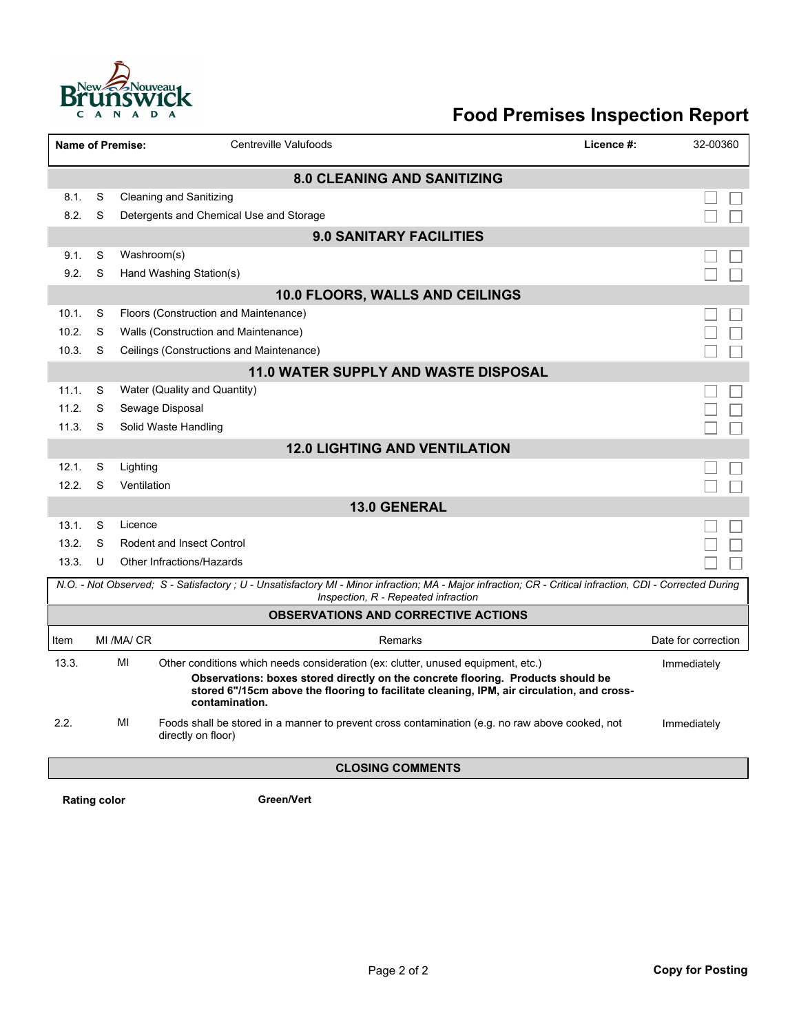# Food Premises Inspection Report

| Name of Premise: | Centreville Valufoods | Licence #: | 32-00360 |
|---|---|---|---|

## 8.0 CLEANING AND SANITIZING

| | | | | |
|---|---|---|---|---|
| 8.1. | S | Cleaning and Sanitizing | ☐ | ☐ |
| 8.2. | S | Detergents and Chemical Use and Storage | ☐ | ☐ |

## 9.0 SANITARY FACILITIES

| | | | | |
|---|---|---|---|---|
| 9.1. | S | Washroom(s) | ☐ | ☐ |
| 9.2. | S | Hand Washing Station(s) | ☐ | ☐ |

## 10.0 FLOORS, WALLS AND CEILINGS

| | | | | |
|---|---|---|---|---|
| 10.1. | S | Floors (Construction and Maintenance) | ☐ | ☐ |
| 10.2. | S | Walls (Construction and Maintenance) | ☐ | ☐ |
| 10.3. | S | Ceilings (Constructions and Maintenance) | ☐ | ☐ |

## 11.0 WATER SUPPLY AND WASTE DISPOSAL

| | | | | |
|---|---|---|---|---|
| 11.1. | S | Water (Quality and Quantity) | ☐ | ☐ |
| 11.2. | S | Sewage Disposal | ☐ | ☐ |
| 11.3. | S | Solid Waste Handling | ☐ | ☐ |

## 12.0 LIGHTING AND VENTILATION

| | | | | |
|---|---|---|---|---|
| 12.1. | S | Lighting | ☐ | ☐ |
| 12.2. | S | Ventilation | ☐ | ☐ |

## 13.0 GENERAL

| | | | | |
|---|---|---|---|---|
| 13.1. | S | Licence | ☐ | ☐ |
| 13.2. | S | Rodent and Insect Control | ☐ | ☐ |
| 13.3. | U | Other Infractions/Hazards | ☐ | ☐ |

*N.O. - Not Observed; S - Satisfactory ; U - Unsatisfactory MI - Minor infraction; MA - Major infraction; CR - Critical infraction, CDI - Corrected During Inspection, R - Repeated infraction*

## OBSERVATIONS AND CORRECTIVE ACTIONS

| Item | MI /MA/ CR | Remarks | Date for correction |
|---|---|---|---|
| 13.3. | MI | Other conditions which needs consideration (ex: clutter, unused equipment, etc.)<br>**Observations: boxes stored directly on the concrete flooring. Products should be stored 6"/15cm above the flooring to facilitate cleaning, IPM, air circulation, and cross-contamination.** | Immediately |
| 2.2. | MI | Foods shall be stored in a manner to prevent cross contamination (e.g. no raw above cooked, not directly on floor) | Immediately |

## CLOSING COMMENTS

**Rating color** **Green/Vert**

**Copy for Posting**